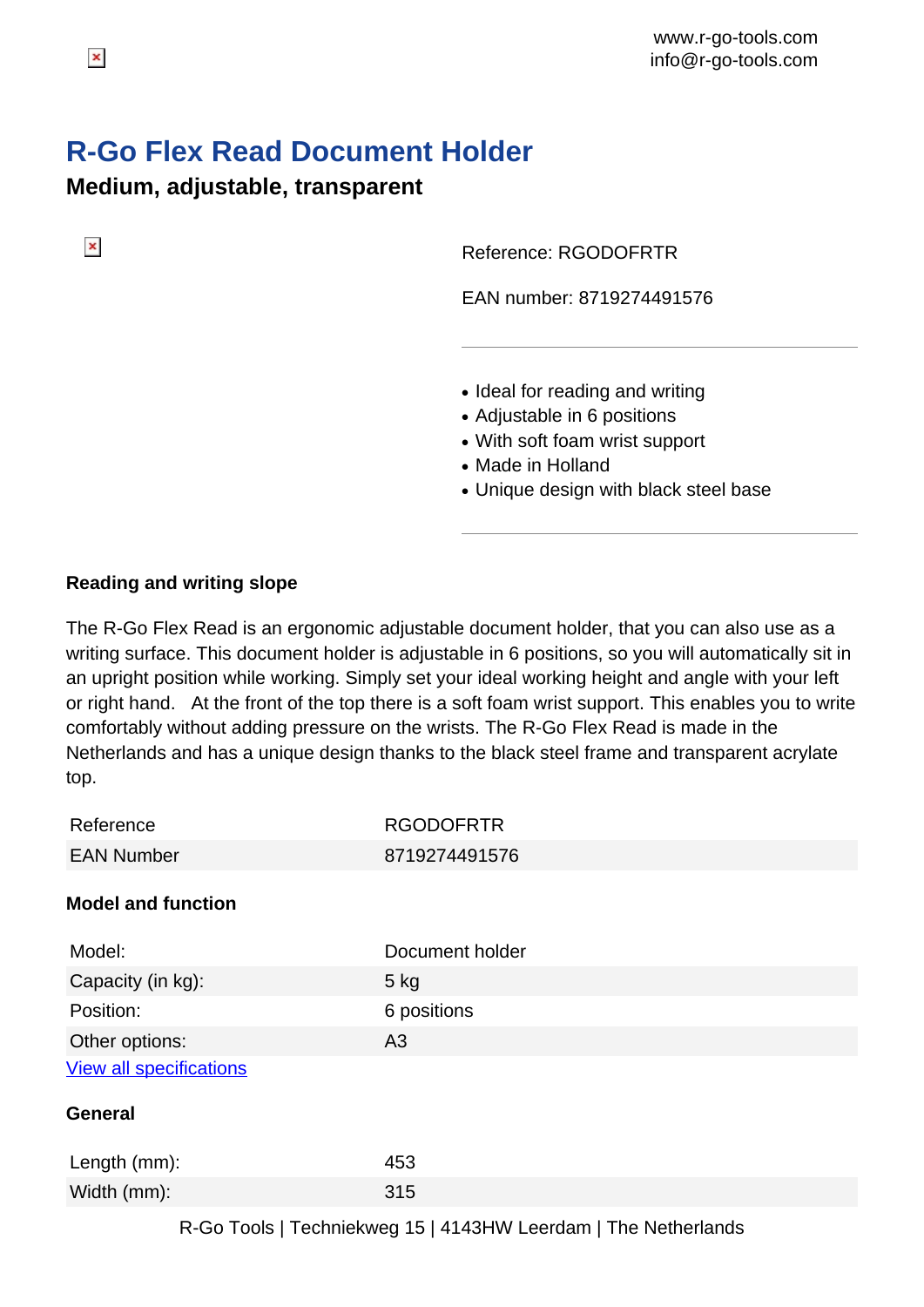www.r-go-tools.com
info@r-go-tools.com

# R-Go Flex Read Document Holder

## Medium, adjustable, transparent

Reference: RGODOFRTR

EAN number: 8719274491576

- Ideal for reading and writing
- Adjustable in 6 positions
- With soft foam wrist support
- Made in Holland
- Unique design with black steel base

### Reading and writing slope

The R-Go Flex Read is an ergonomic adjustable document holder, that you can also use as a writing surface. This document holder is adjustable in 6 positions, so you will automatically sit in an upright position while working. Simply set your ideal working height and angle with your left or right hand. At the front of the top there is a soft foam wrist support. This enables you to write comfortably without adding pressure on the wrists. The R-Go Flex Read is made in the Netherlands and has a unique design thanks to the black steel frame and transparent acrylate top.

| | |
|---|---|
| Reference | RGODOFRTR |
| EAN Number | 8719274491576 |

### Model and function

| | |
|---|---|
| Model: | Document holder |
| Capacity (in kg): | 5 kg |
| Position: | 6 positions |
| Other options: | A3 |

View all specifications

### General

| | |
|---|---|
| Length (mm): | 453 |
| Width (mm): | 315 |

R-Go Tools | Techniekweg 15 | 4143HW Leerdam | The Netherlands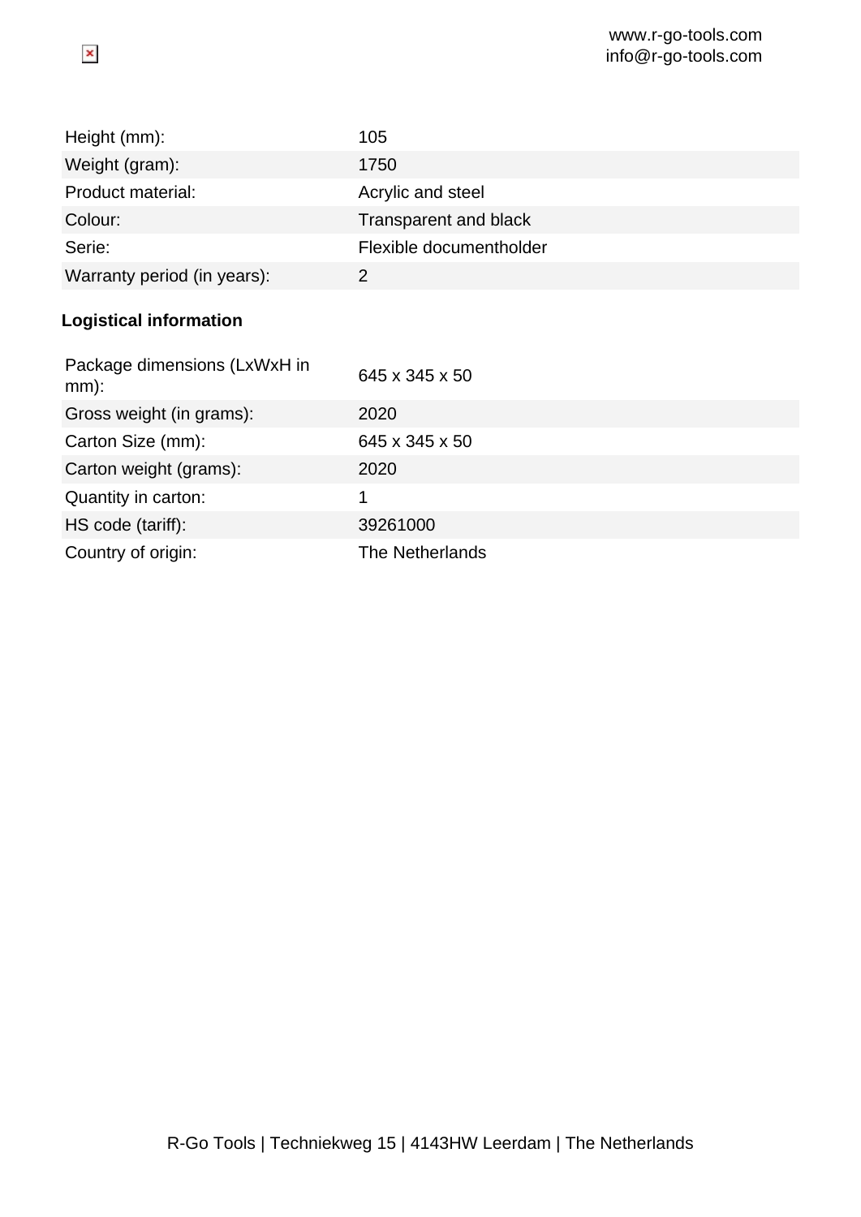| | |
|---|---|
| Height (mm): | 105 |
| Weight (gram): | 1750 |
| Product material: | Acrylic and steel |
| Colour: | Transparent and black |
| Serie: | Flexible documentholder |
| Warranty period (in years): | 2 |

**Logistical information**

| | |
|---|---|
| Package dimensions (LxWxH in mm): | 645 x 345 x 50 |
| Gross weight (in grams): | 2020 |
| Carton Size (mm): | 645 x 345 x 50 |
| Carton weight (grams): | 2020 |
| Quantity in carton: | 1 |
| HS code (tariff): | 39261000 |
| Country of origin: | The Netherlands |